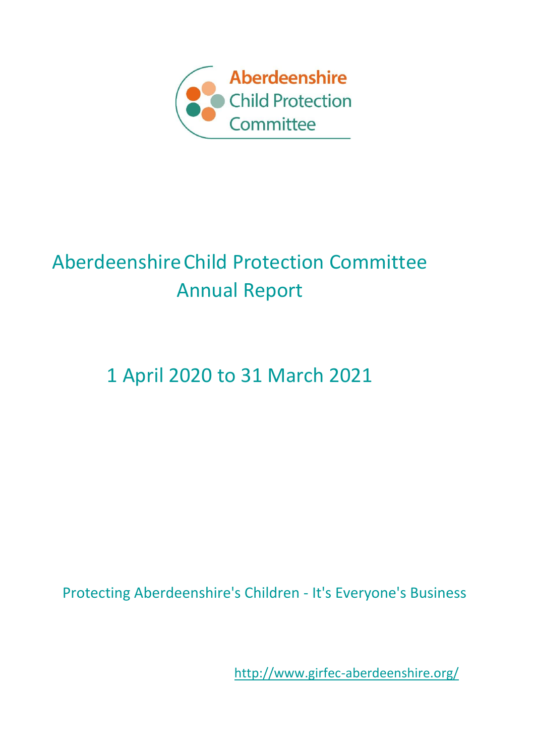Aberdeenshire Child Protection Committee

# Aberdeenshire Child Protection Committee Annual Report

## 1 April 2020 to 31 March 2021

Protecting Aberdeenshire's Children - It's Everyone's Business

http://www.girfec-aberdeenshire.org/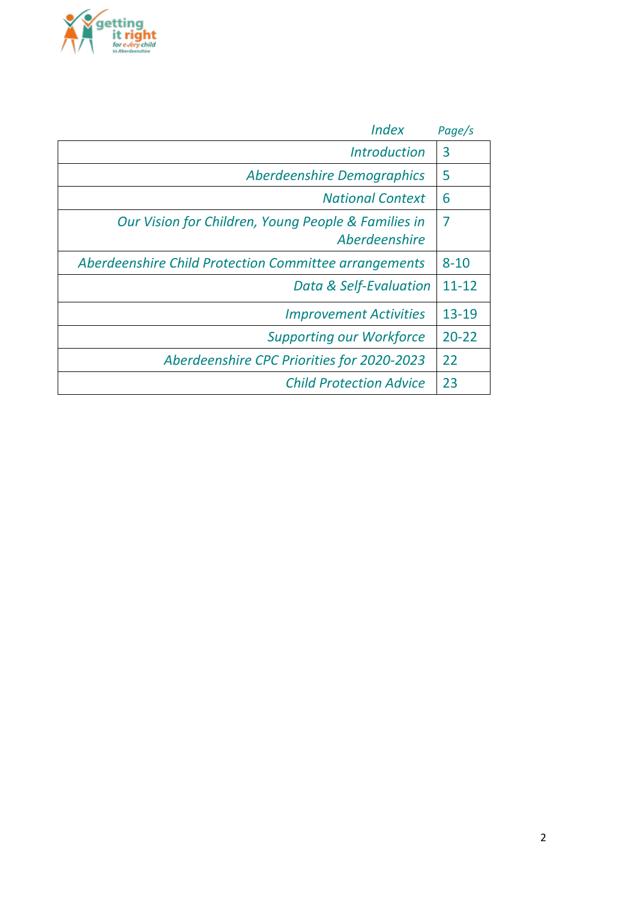| *Index* | *Page/s* |
|---|---|
| *Introduction* | 3 |
| *Aberdeenshire Demographics* | 5 |
| *National Context* | 6 |
| *Our Vision for Children, Young People & Families in Aberdeenshire* | 7 |
| *Aberdeenshire Child Protection Committee arrangements* | 8-10 |
| *Data & Self-Evaluation* | 11-12 |
| *Improvement Activities* | 13-19 |
| *Supporting our Workforce* | 20-22 |
| *Aberdeenshire CPC Priorities for 2020-2023* | 22 |
| *Child Protection Advice* | 23 |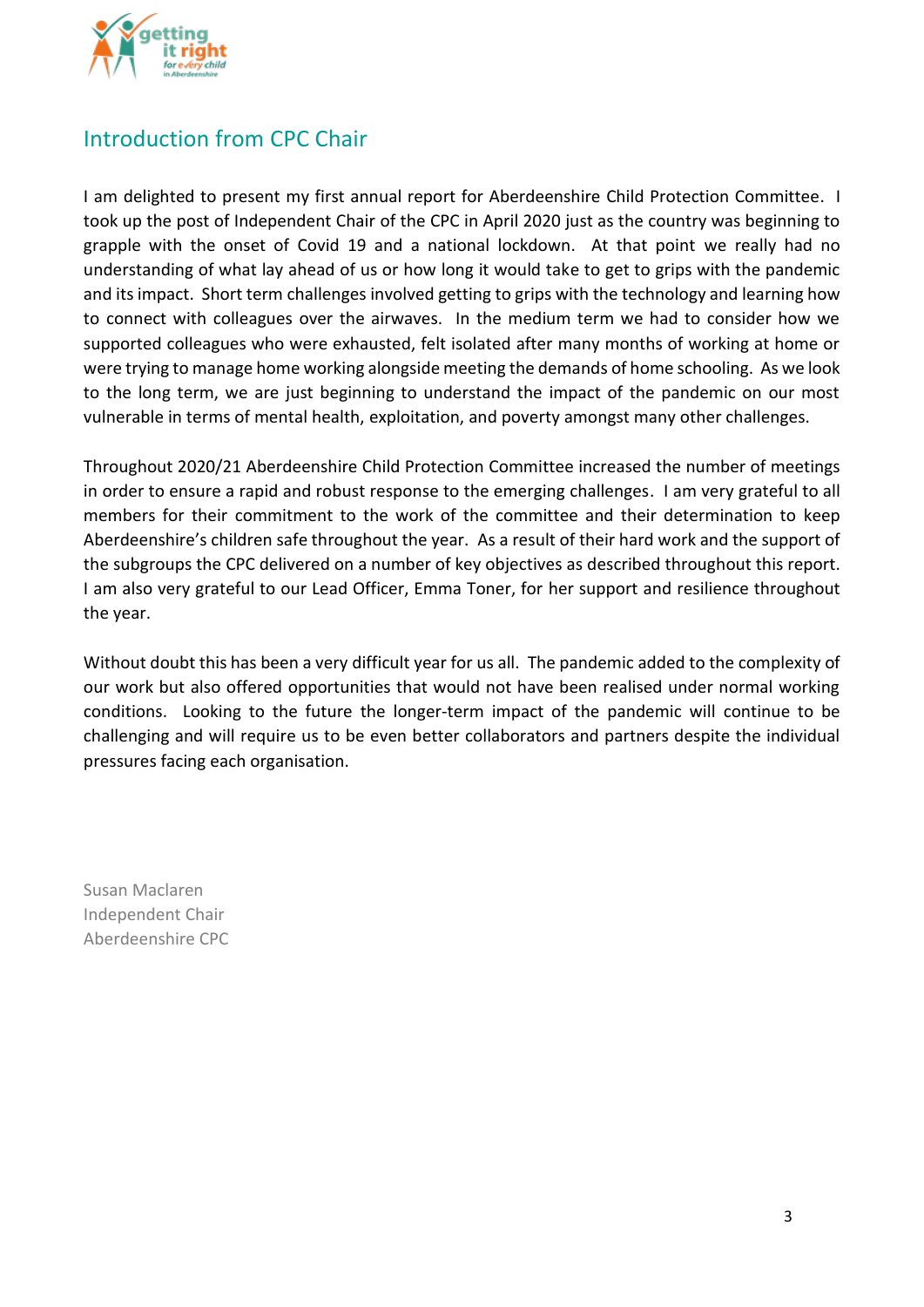## Introduction from CPC Chair

I am delighted to present my first annual report for Aberdeenshire Child Protection Committee. I took up the post of Independent Chair of the CPC in April 2020 just as the country was beginning to grapple with the onset of Covid 19 and a national lockdown. At that point we really had no understanding of what lay ahead of us or how long it would take to get to grips with the pandemic and its impact. Short term challenges involved getting to grips with the technology and learning how to connect with colleagues over the airwaves. In the medium term we had to consider how we supported colleagues who were exhausted, felt isolated after many months of working at home or were trying to manage home working alongside meeting the demands of home schooling. As we look to the long term, we are just beginning to understand the impact of the pandemic on our most vulnerable in terms of mental health, exploitation, and poverty amongst many other challenges.

Throughout 2020/21 Aberdeenshire Child Protection Committee increased the number of meetings in order to ensure a rapid and robust response to the emerging challenges. I am very grateful to all members for their commitment to the work of the committee and their determination to keep Aberdeenshire's children safe throughout the year. As a result of their hard work and the support of the subgroups the CPC delivered on a number of key objectives as described throughout this report. I am also very grateful to our Lead Officer, Emma Toner, for her support and resilience throughout the year.

Without doubt this has been a very difficult year for us all. The pandemic added to the complexity of our work but also offered opportunities that would not have been realised under normal working conditions. Looking to the future the longer-term impact of the pandemic will continue to be challenging and will require us to be even better collaborators and partners despite the individual pressures facing each organisation.

Susan Maclaren
Independent Chair
Aberdeenshire CPC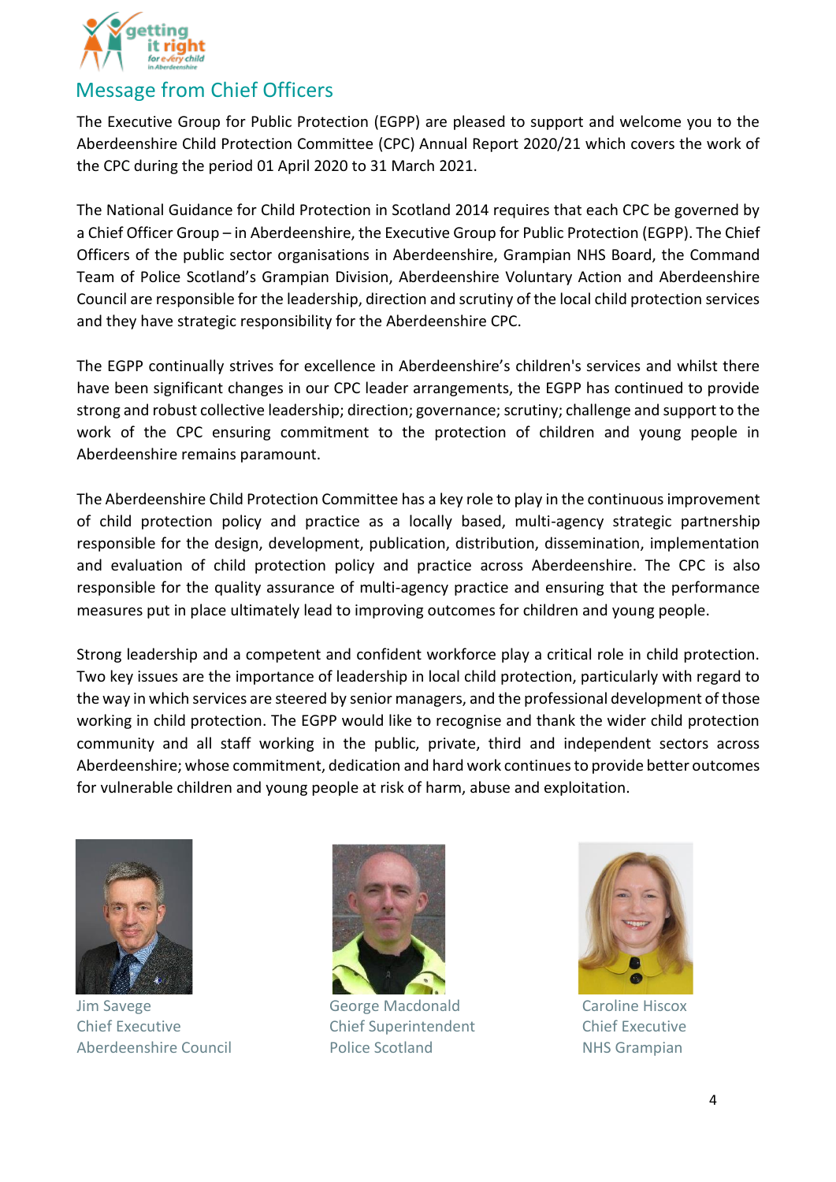## Message from Chief Officers

The Executive Group for Public Protection (EGPP) are pleased to support and welcome you to the Aberdeenshire Child Protection Committee (CPC) Annual Report 2020/21 which covers the work of the CPC during the period 01 April 2020 to 31 March 2021.

The National Guidance for Child Protection in Scotland 2014 requires that each CPC be governed by a Chief Officer Group – in Aberdeenshire, the Executive Group for Public Protection (EGPP). The Chief Officers of the public sector organisations in Aberdeenshire, Grampian NHS Board, the Command Team of Police Scotland's Grampian Division, Aberdeenshire Voluntary Action and Aberdeenshire Council are responsible for the leadership, direction and scrutiny of the local child protection services and they have strategic responsibility for the Aberdeenshire CPC.

The EGPP continually strives for excellence in Aberdeenshire's children's services and whilst there have been significant changes in our CPC leader arrangements, the EGPP has continued to provide strong and robust collective leadership; direction; governance; scrutiny; challenge and support to the work of the CPC ensuring commitment to the protection of children and young people in Aberdeenshire remains paramount.

The Aberdeenshire Child Protection Committee has a key role to play in the continuous improvement of child protection policy and practice as a locally based, multi-agency strategic partnership responsible for the design, development, publication, distribution, dissemination, implementation and evaluation of child protection policy and practice across Aberdeenshire. The CPC is also responsible for the quality assurance of multi-agency practice and ensuring that the performance measures put in place ultimately lead to improving outcomes for children and young people.

Strong leadership and a competent and confident workforce play a critical role in child protection. Two key issues are the importance of leadership in local child protection, particularly with regard to the way in which services are steered by senior managers, and the professional development of those working in child protection. The EGPP would like to recognise and thank the wider child protection community and all staff working in the public, private, third and independent sectors across Aberdeenshire; whose commitment, dedication and hard work continues to provide better outcomes for vulnerable children and young people at risk of harm, abuse and exploitation.

Jim Savege
Chief Executive
Aberdeenshire Council

George Macdonald
Chief Superintendent
Police Scotland

Caroline Hiscox
Chief Executive
NHS Grampian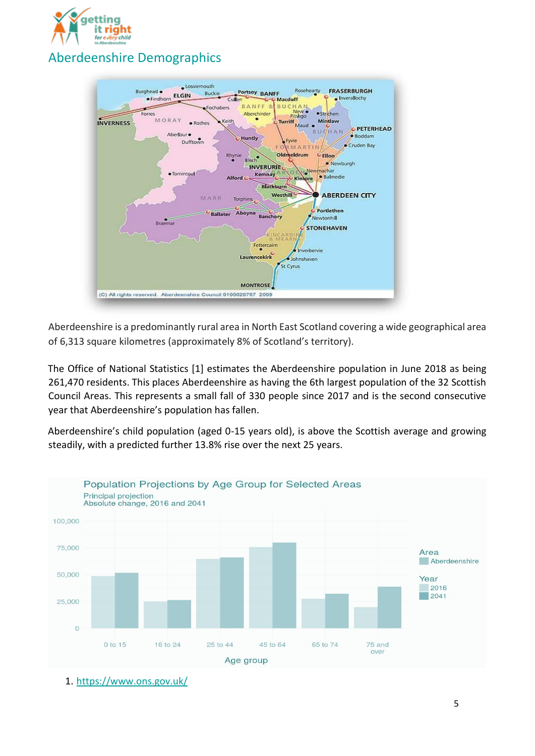# Aberdeenshire Demographics

Aberdeenshire is a predominantly rural area in North East Scotland covering a wide geographical area of 6,313 square kilometres (approximately 8% of Scotland's territory).

The Office of National Statistics [1] estimates the Aberdeenshire population in June 2018 as being 261,470 residents. This places Aberdeenshire as having the 6th largest population of the 32 Scottish Council Areas. This represents a small fall of 330 people since 2017 and is the second consecutive year that Aberdeenshire's population has fallen.

Aberdeenshire's child population (aged 0-15 years old), is above the Scottish average and growing steadily, with a predicted further 13.8% rise over the next 25 years.

1. https://www.ons.gov.uk/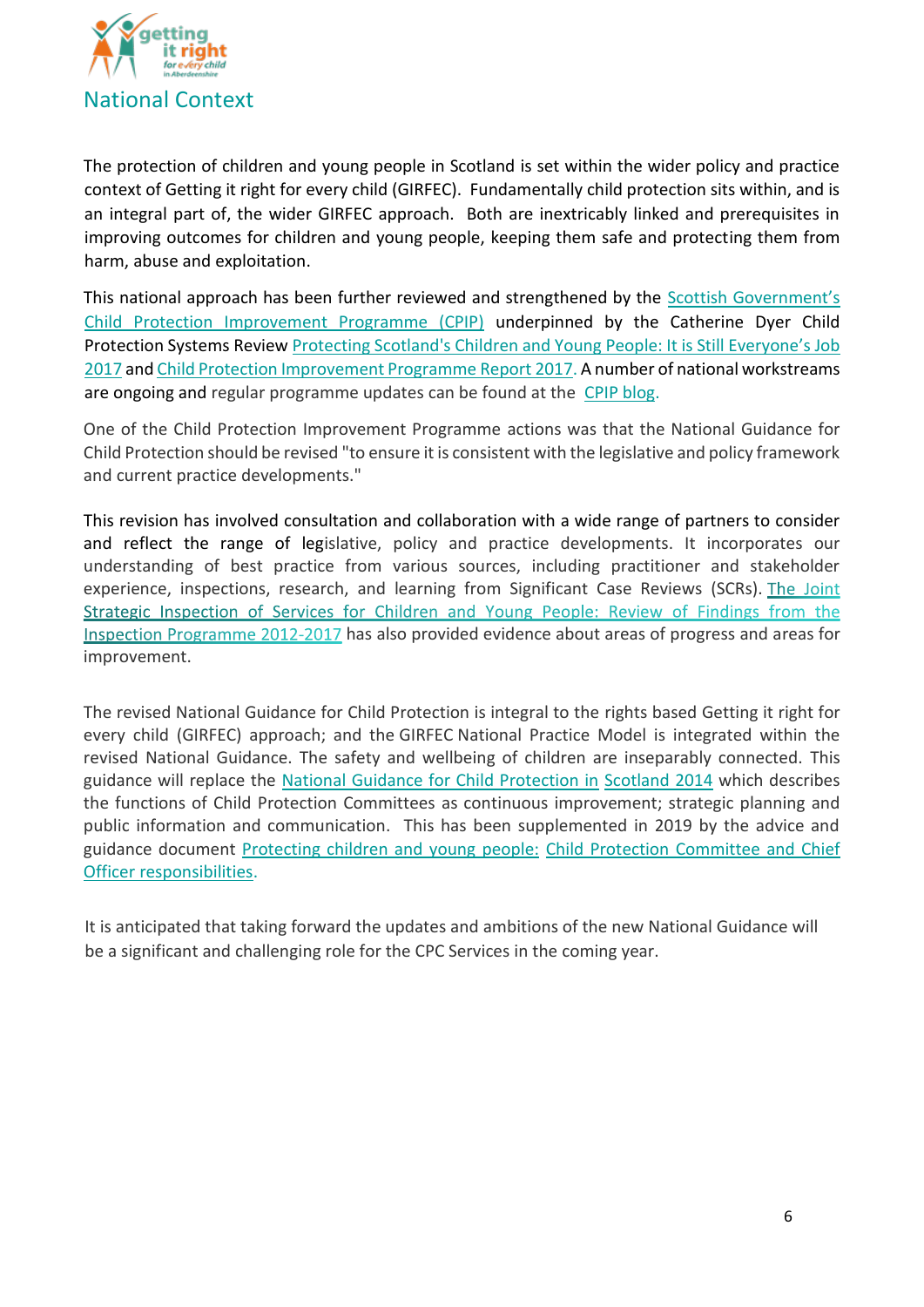# National Context

The protection of children and young people in Scotland is set within the wider policy and practice context of Getting it right for every child (GIRFEC). Fundamentally child protection sits within, and is an integral part of, the wider GIRFEC approach. Both are inextricably linked and prerequisites in improving outcomes for children and young people, keeping them safe and protecting them from harm, abuse and exploitation.

This national approach has been further reviewed and strengthened by the Scottish Government's Child Protection Improvement Programme (CPIP) underpinned by the Catherine Dyer Child Protection Systems Review Protecting Scotland's Children and Young People: It is Still Everyone's Job 2017 and Child Protection Improvement Programme Report 2017. A number of national workstreams are ongoing and regular programme updates can be found at the CPIP blog.

One of the Child Protection Improvement Programme actions was that the National Guidance for Child Protection should be revised "to ensure it is consistent with the legislative and policy framework and current practice developments."

This revision has involved consultation and collaboration with a wide range of partners to consider and reflect the range of legislative, policy and practice developments. It incorporates our understanding of best practice from various sources, including practitioner and stakeholder experience, inspections, research, and learning from Significant Case Reviews (SCRs). The Joint Strategic Inspection of Services for Children and Young People: Review of Findings from the Inspection Programme 2012-2017 has also provided evidence about areas of progress and areas for improvement.

The revised National Guidance for Child Protection is integral to the rights based Getting it right for every child (GIRFEC) approach; and the GIRFEC National Practice Model is integrated within the revised National Guidance. The safety and wellbeing of children are inseparably connected. This guidance will replace the National Guidance for Child Protection in Scotland 2014 which describes the functions of Child Protection Committees as continuous improvement; strategic planning and public information and communication. This has been supplemented in 2019 by the advice and guidance document Protecting children and young people: Child Protection Committee and Chief Officer responsibilities.

It is anticipated that taking forward the updates and ambitions of the new National Guidance will be a significant and challenging role for the CPC Services in the coming year.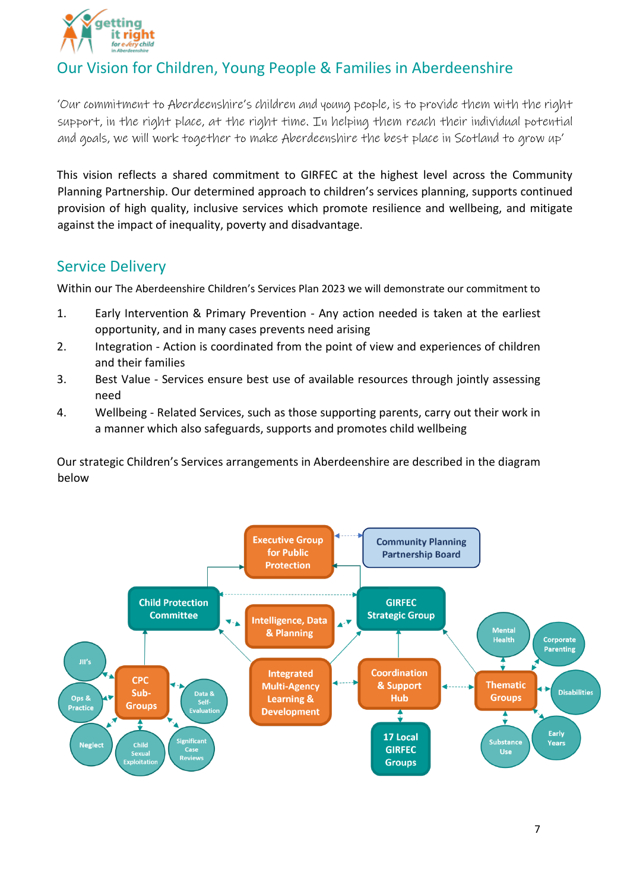## Our Vision for Children, Young People & Families in Aberdeenshire

*'Our commitment to Aberdeenshire's children and young people, is to provide them with the right support, in the right place, at the right time. In helping them reach their individual potential and goals, we will work together to make Aberdeenshire the best place in Scotland to grow up'*

This vision reflects a shared commitment to GIRFEC at the highest level across the Community Planning Partnership. Our determined approach to children's services planning, supports continued provision of high quality, inclusive services which promote resilience and wellbeing, and mitigate against the impact of inequality, poverty and disadvantage.

## Service Delivery

Within our The Aberdeenshire Children's Services Plan 2023 we will demonstrate our commitment to

1. Early Intervention & Primary Prevention - Any action needed is taken at the earliest opportunity, and in many cases prevents need arising
2. Integration - Action is coordinated from the point of view and experiences of children and their families
3. Best Value - Services ensure best use of available resources through jointly assessing need
4. Wellbeing - Related Services, such as those supporting parents, carry out their work in a manner which also safeguards, supports and promotes child wellbeing

Our strategic Children's Services arrangements in Aberdeenshire are described in the diagram below

Executive Group for Public Protection
Community Planning Partnership Board
Child Protection Committee
Intelligence, Data & Planning
GIRFEC Strategic Group
CPC Sub-Groups
JII's
Ops & Practice
Neglect
Child Sexual Exploitation
Significant Case Reviews
Data & Self-Evaluation
Integrated Multi-Agency Learning & Development
Coordination & Support Hub
17 Local GIRFEC Groups
Thematic Groups
Mental Health
Corporate Parenting
Disabilities
Early Years
Substance Use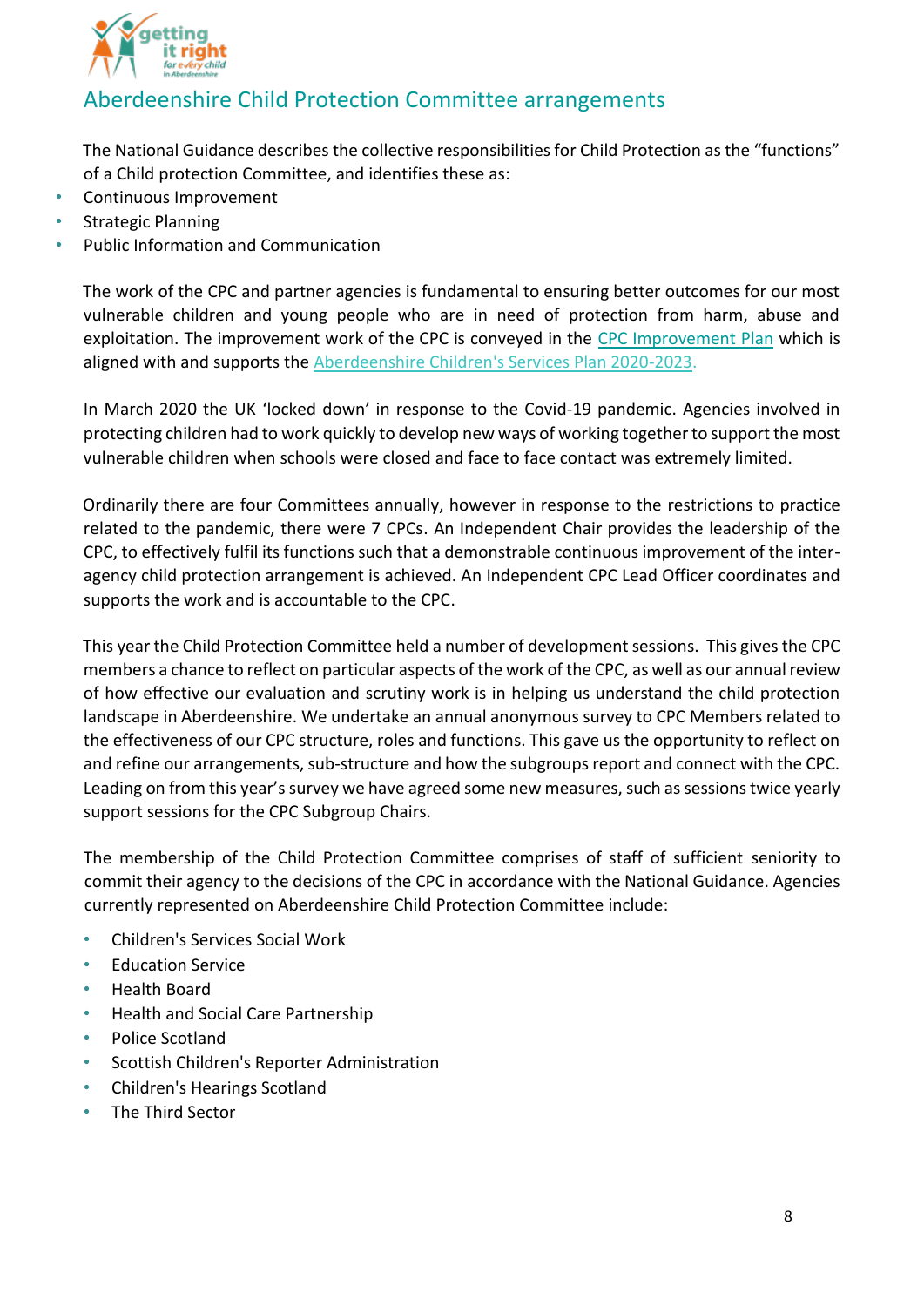## Aberdeenshire Child Protection Committee arrangements

The National Guidance describes the collective responsibilities for Child Protection as the "functions" of a Child protection Committee, and identifies these as:

- Continuous Improvement
- Strategic Planning
- Public Information and Communication

The work of the CPC and partner agencies is fundamental to ensuring better outcomes for our most vulnerable children and young people who are in need of protection from harm, abuse and exploitation. The improvement work of the CPC is conveyed in the CPC Improvement Plan which is aligned with and supports the Aberdeenshire Children's Services Plan 2020-2023.

In March 2020 the UK 'locked down' in response to the Covid-19 pandemic. Agencies involved in protecting children had to work quickly to develop new ways of working together to support the most vulnerable children when schools were closed and face to face contact was extremely limited.

Ordinarily there are four Committees annually, however in response to the restrictions to practice related to the pandemic, there were 7 CPCs. An Independent Chair provides the leadership of the CPC, to effectively fulfil its functions such that a demonstrable continuous improvement of the inter-agency child protection arrangement is achieved. An Independent CPC Lead Officer coordinates and supports the work and is accountable to the CPC.

This year the Child Protection Committee held a number of development sessions. This gives the CPC members a chance to reflect on particular aspects of the work of the CPC, as well as our annual review of how effective our evaluation and scrutiny work is in helping us understand the child protection landscape in Aberdeenshire. We undertake an annual anonymous survey to CPC Members related to the effectiveness of our CPC structure, roles and functions. This gave us the opportunity to reflect on and refine our arrangements, sub-structure and how the subgroups report and connect with the CPC. Leading on from this year's survey we have agreed some new measures, such as sessions twice yearly support sessions for the CPC Subgroup Chairs.

The membership of the Child Protection Committee comprises of staff of sufficient seniority to commit their agency to the decisions of the CPC in accordance with the National Guidance. Agencies currently represented on Aberdeenshire Child Protection Committee include:

- Children's Services Social Work
- Education Service
- Health Board
- Health and Social Care Partnership
- Police Scotland
- Scottish Children's Reporter Administration
- Children's Hearings Scotland
- The Third Sector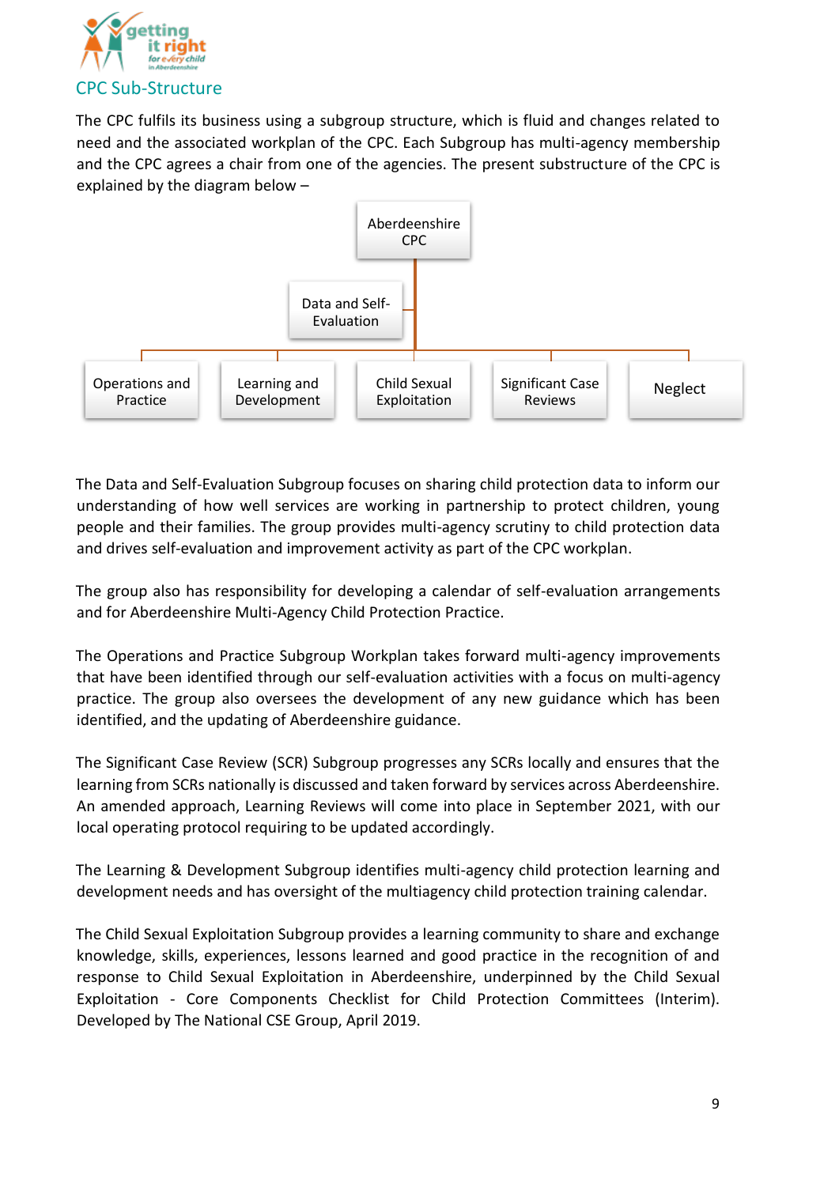## CPC Sub-Structure

The CPC fulfils its business using a subgroup structure, which is fluid and changes related to need and the associated workplan of the CPC. Each Subgroup has multi-agency membership and the CPC agrees a chair from one of the agencies. The present substructure of the CPC is explained by the diagram below –

- Aberdeenshire CPC
  - Data and Self-Evaluation
  - Operations and Practice
  - Learning and Development
  - Child Sexual Exploitation
  - Significant Case Reviews
  - Neglect

The Data and Self-Evaluation Subgroup focuses on sharing child protection data to inform our understanding of how well services are working in partnership to protect children, young people and their families. The group provides multi-agency scrutiny to child protection data and drives self-evaluation and improvement activity as part of the CPC workplan.

The group also has responsibility for developing a calendar of self-evaluation arrangements and for Aberdeenshire Multi-Agency Child Protection Practice.

The Operations and Practice Subgroup Workplan takes forward multi-agency improvements that have been identified through our self-evaluation activities with a focus on multi-agency practice. The group also oversees the development of any new guidance which has been identified, and the updating of Aberdeenshire guidance.

The Significant Case Review (SCR) Subgroup progresses any SCRs locally and ensures that the learning from SCRs nationally is discussed and taken forward by services across Aberdeenshire. An amended approach, Learning Reviews will come into place in September 2021, with our local operating protocol requiring to be updated accordingly.

The Learning & Development Subgroup identifies multi-agency child protection learning and development needs and has oversight of the multiagency child protection training calendar.

The Child Sexual Exploitation Subgroup provides a learning community to share and exchange knowledge, skills, experiences, lessons learned and good practice in the recognition of and response to Child Sexual Exploitation in Aberdeenshire, underpinned by the Child Sexual Exploitation - Core Components Checklist for Child Protection Committees (Interim). Developed by The National CSE Group, April 2019.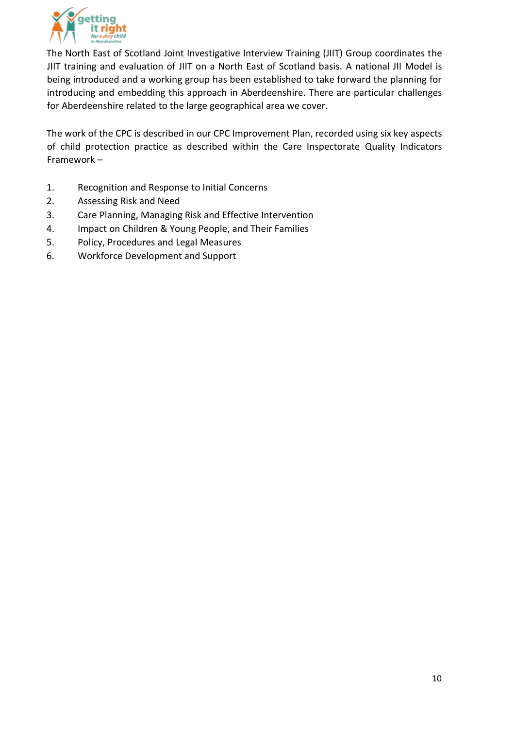The North East of Scotland Joint Investigative Interview Training (JIIT) Group coordinates the JIIT training and evaluation of JIIT on a North East of Scotland basis. A national JII Model is being introduced and a working group has been established to take forward the planning for introducing and embedding this approach in Aberdeenshire. There are particular challenges for Aberdeenshire related to the large geographical area we cover.

The work of the CPC is described in our CPC Improvement Plan, recorded using six key aspects of child protection practice as described within the Care Inspectorate Quality Indicators Framework –

1. Recognition and Response to Initial Concerns
2. Assessing Risk and Need
3. Care Planning, Managing Risk and Effective Intervention
4. Impact on Children & Young People, and Their Families
5. Policy, Procedures and Legal Measures
6. Workforce Development and Support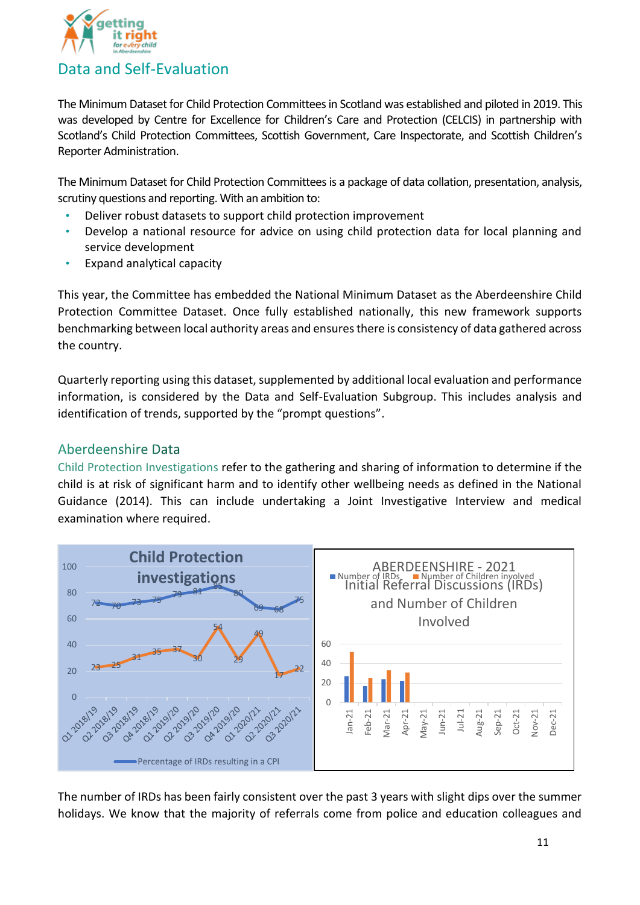## Data and Self-Evaluation

The Minimum Dataset for Child Protection Committees in Scotland was established and piloted in 2019. This was developed by Centre for Excellence for Children's Care and Protection (CELCIS) in partnership with Scotland's Child Protection Committees, Scottish Government, Care Inspectorate, and Scottish Children's Reporter Administration.

The Minimum Dataset for Child Protection Committees is a package of data collation, presentation, analysis, scrutiny questions and reporting. With an ambition to:

- Deliver robust datasets to support child protection improvement
- Develop a national resource for advice on using child protection data for local planning and service development
- Expand analytical capacity

This year, the Committee has embedded the National Minimum Dataset as the Aberdeenshire Child Protection Committee Dataset. Once fully established nationally, this new framework supports benchmarking between local authority areas and ensures there is consistency of data gathered across the country.

Quarterly reporting using this dataset, supplemented by additional local evaluation and performance information, is considered by the Data and Self-Evaluation Subgroup. This includes analysis and identification of trends, supported by the "prompt questions".

### Aberdeenshire Data

Child Protection Investigations refer to the gathering and sharing of information to determine if the child is at risk of significant harm and to identify other wellbeing needs as defined in the National Guidance (2014). This can include undertaking a Joint Investigative Interview and medical examination where required.

The number of IRDs has been fairly consistent over the past 3 years with slight dips over the summer holidays. We know that the majority of referrals come from police and education colleagues and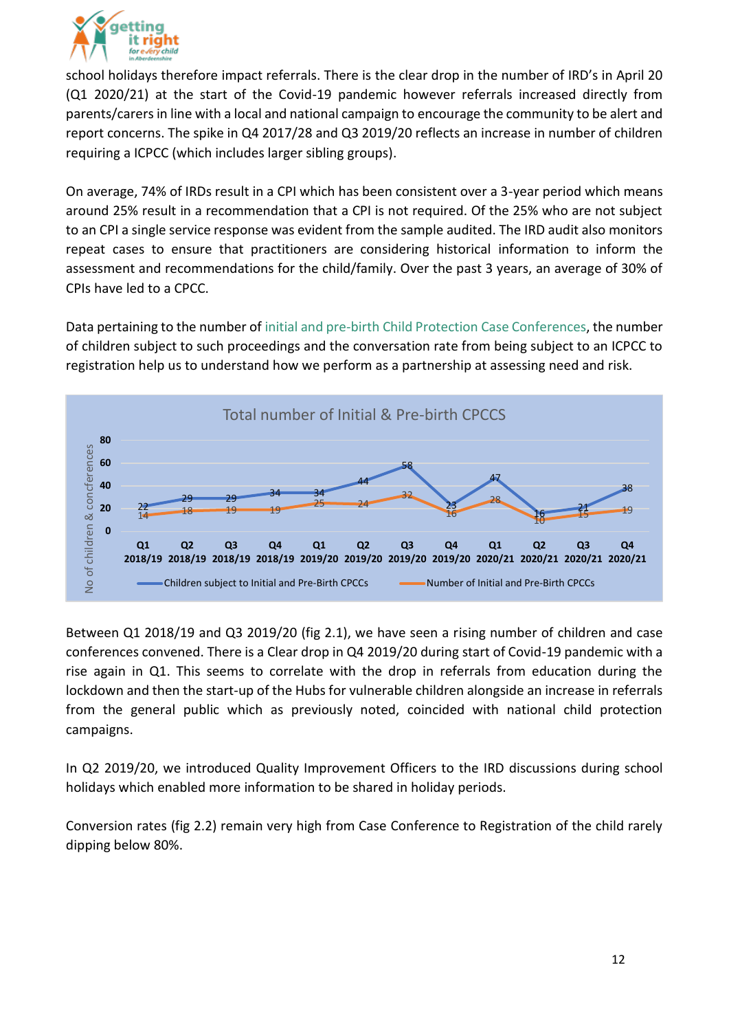school holidays therefore impact referrals. There is the clear drop in the number of IRD's in April 20 (Q1 2020/21) at the start of the Covid-19 pandemic however referrals increased directly from parents/carers in line with a local and national campaign to encourage the community to be alert and report concerns. The spike in Q4 2017/28 and Q3 2019/20 reflects an increase in number of children requiring a ICPCC (which includes larger sibling groups).

On average, 74% of IRDs result in a CPI which has been consistent over a 3-year period which means around 25% result in a recommendation that a CPI is not required. Of the 25% who are not subject to an CPI a single service response was evident from the sample audited. The IRD audit also monitors repeat cases to ensure that practitioners are considering historical information to inform the assessment and recommendations for the child/family. Over the past 3 years, an average of 30% of CPIs have led to a CPCC.

Data pertaining to the number of initial and pre-birth Child Protection Case Conferences, the number of children subject to such proceedings and the conversation rate from being subject to an ICPCC to registration help us to understand how we perform as a partnership at assessing need and risk.

**Total number of Initial & Pre-birth CPCCS**

| | Q1 2018/19 | Q2 2018/19 | Q3 2018/19 | Q4 2018/19 | Q1 2019/20 | Q2 2019/20 | Q3 2019/20 | Q4 2019/20 | Q1 2020/21 | Q2 2020/21 | Q3 2020/21 | Q4 2020/21 |
|---|---|---|---|---|---|---|---|---|---|---|---|---|
| Children subject to Initial and Pre-Birth CPCCs | 22 | 29 | 29 | 34 | 34 | 44 | 58 | 23 | 47 | 16 | 21 | 38 |
| Number of Initial and Pre-Birth CPCCs | 14 | 18 | 19 | 19 | 25 | 24 | 32 | 16 | 28 | 10 | 15 | 19 |

Between Q1 2018/19 and Q3 2019/20 (fig 2.1), we have seen a rising number of children and case conferences convened. There is a Clear drop in Q4 2019/20 during start of Covid-19 pandemic with a rise again in Q1. This seems to correlate with the drop in referrals from education during the lockdown and then the start-up of the Hubs for vulnerable children alongside an increase in referrals from the general public which as previously noted, coincided with national child protection campaigns.

In Q2 2019/20, we introduced Quality Improvement Officers to the IRD discussions during school holidays which enabled more information to be shared in holiday periods.

Conversion rates (fig 2.2) remain very high from Case Conference to Registration of the child rarely dipping below 80%.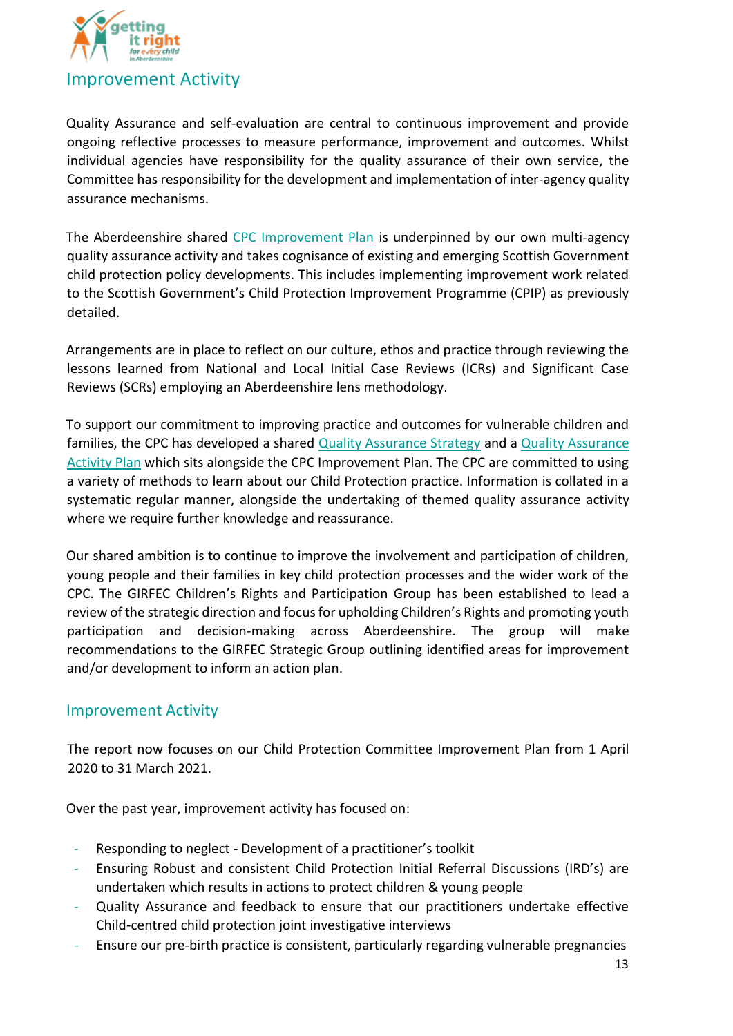## Improvement Activity

Quality Assurance and self-evaluation are central to continuous improvement and provide ongoing reflective processes to measure performance, improvement and outcomes. Whilst individual agencies have responsibility for the quality assurance of their own service, the Committee has responsibility for the development and implementation of inter-agency quality assurance mechanisms.

The Aberdeenshire shared CPC Improvement Plan is underpinned by our own multi-agency quality assurance activity and takes cognisance of existing and emerging Scottish Government child protection policy developments. This includes implementing improvement work related to the Scottish Government's Child Protection Improvement Programme (CPIP) as previously detailed.

Arrangements are in place to reflect on our culture, ethos and practice through reviewing the lessons learned from National and Local Initial Case Reviews (ICRs) and Significant Case Reviews (SCRs) employing an Aberdeenshire lens methodology.

To support our commitment to improving practice and outcomes for vulnerable children and families, the CPC has developed a shared Quality Assurance Strategy and a Quality Assurance Activity Plan which sits alongside the CPC Improvement Plan. The CPC are committed to using a variety of methods to learn about our Child Protection practice. Information is collated in a systematic regular manner, alongside the undertaking of themed quality assurance activity where we require further knowledge and reassurance.

Our shared ambition is to continue to improve the involvement and participation of children, young people and their families in key child protection processes and the wider work of the CPC. The GIRFEC Children's Rights and Participation Group has been established to lead a review of the strategic direction and focus for upholding Children's Rights and promoting youth participation and decision-making across Aberdeenshire. The group will make recommendations to the GIRFEC Strategic Group outlining identified areas for improvement and/or development to inform an action plan.

## Improvement Activity

The report now focuses on our Child Protection Committee Improvement Plan from 1 April 2020 to 31 March 2021.

Over the past year, improvement activity has focused on:

- Responding to neglect - Development of a practitioner's toolkit
- Ensuring Robust and consistent Child Protection Initial Referral Discussions (IRD's) are undertaken which results in actions to protect children & young people
- Quality Assurance and feedback to ensure that our practitioners undertake effective Child-centred child protection joint investigative interviews
- Ensure our pre-birth practice is consistent, particularly regarding vulnerable pregnancies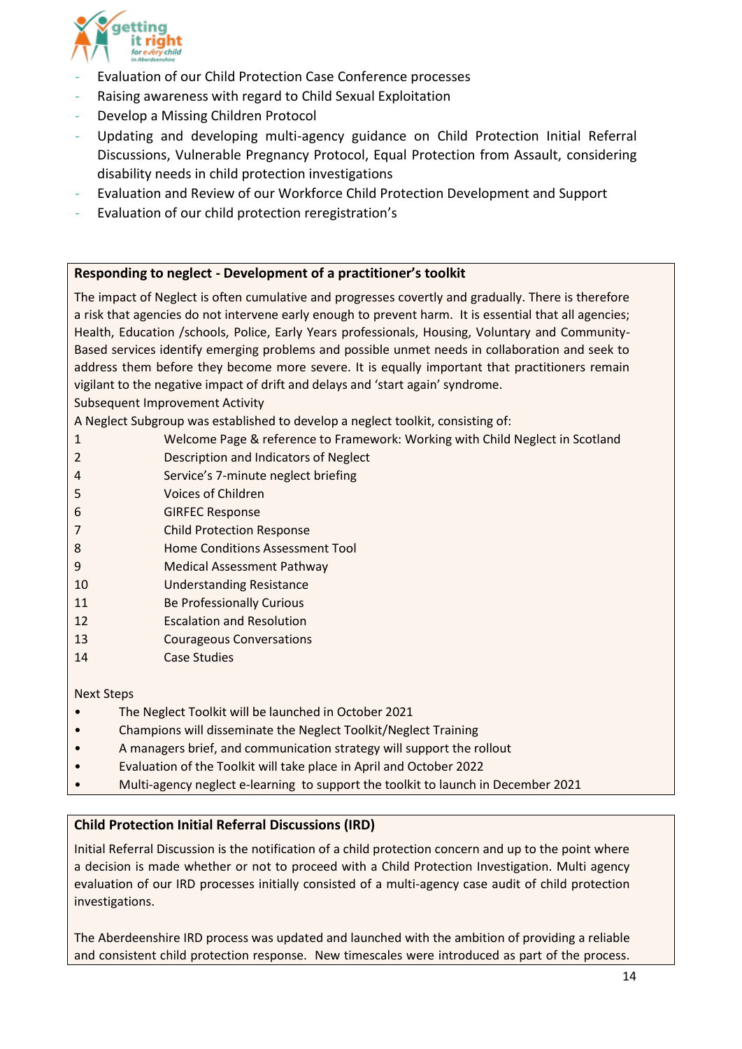- Evaluation of our Child Protection Case Conference processes
- Raising awareness with regard to Child Sexual Exploitation
- Develop a Missing Children Protocol
- Updating and developing multi-agency guidance on Child Protection Initial Referral Discussions, Vulnerable Pregnancy Protocol, Equal Protection from Assault, considering disability needs in child protection investigations
- Evaluation and Review of our Workforce Child Protection Development and Support
- Evaluation of our child protection reregistration's

**Responding to neglect - Development of a practitioner's toolkit**

The impact of Neglect is often cumulative and progresses covertly and gradually. There is therefore a risk that agencies do not intervene early enough to prevent harm. It is essential that all agencies; Health, Education /schools, Police, Early Years professionals, Housing, Voluntary and Community-Based services identify emerging problems and possible unmet needs in collaboration and seek to address them before they become more severe. It is equally important that practitioners remain vigilant to the negative impact of drift and delays and 'start again' syndrome.

Subsequent Improvement Activity

A Neglect Subgroup was established to develop a neglect toolkit, consisting of:

1 Welcome Page & reference to Framework: Working with Child Neglect in Scotland
2 Description and Indicators of Neglect
4 Service's 7-minute neglect briefing
5 Voices of Children
6 GIRFEC Response
7 Child Protection Response
8 Home Conditions Assessment Tool
9 Medical Assessment Pathway
10 Understanding Resistance
11 Be Professionally Curious
12 Escalation and Resolution
13 Courageous Conversations
14 Case Studies

Next Steps

- The Neglect Toolkit will be launched in October 2021
- Champions will disseminate the Neglect Toolkit/Neglect Training
- A managers brief, and communication strategy will support the rollout
- Evaluation of the Toolkit will take place in April and October 2022
- Multi-agency neglect e-learning to support the toolkit to launch in December 2021

**Child Protection Initial Referral Discussions (IRD)**

Initial Referral Discussion is the notification of a child protection concern and up to the point where a decision is made whether or not to proceed with a Child Protection Investigation. Multi agency evaluation of our IRD processes initially consisted of a multi-agency case audit of child protection investigations.

The Aberdeenshire IRD process was updated and launched with the ambition of providing a reliable and consistent child protection response. New timescales were introduced as part of the process.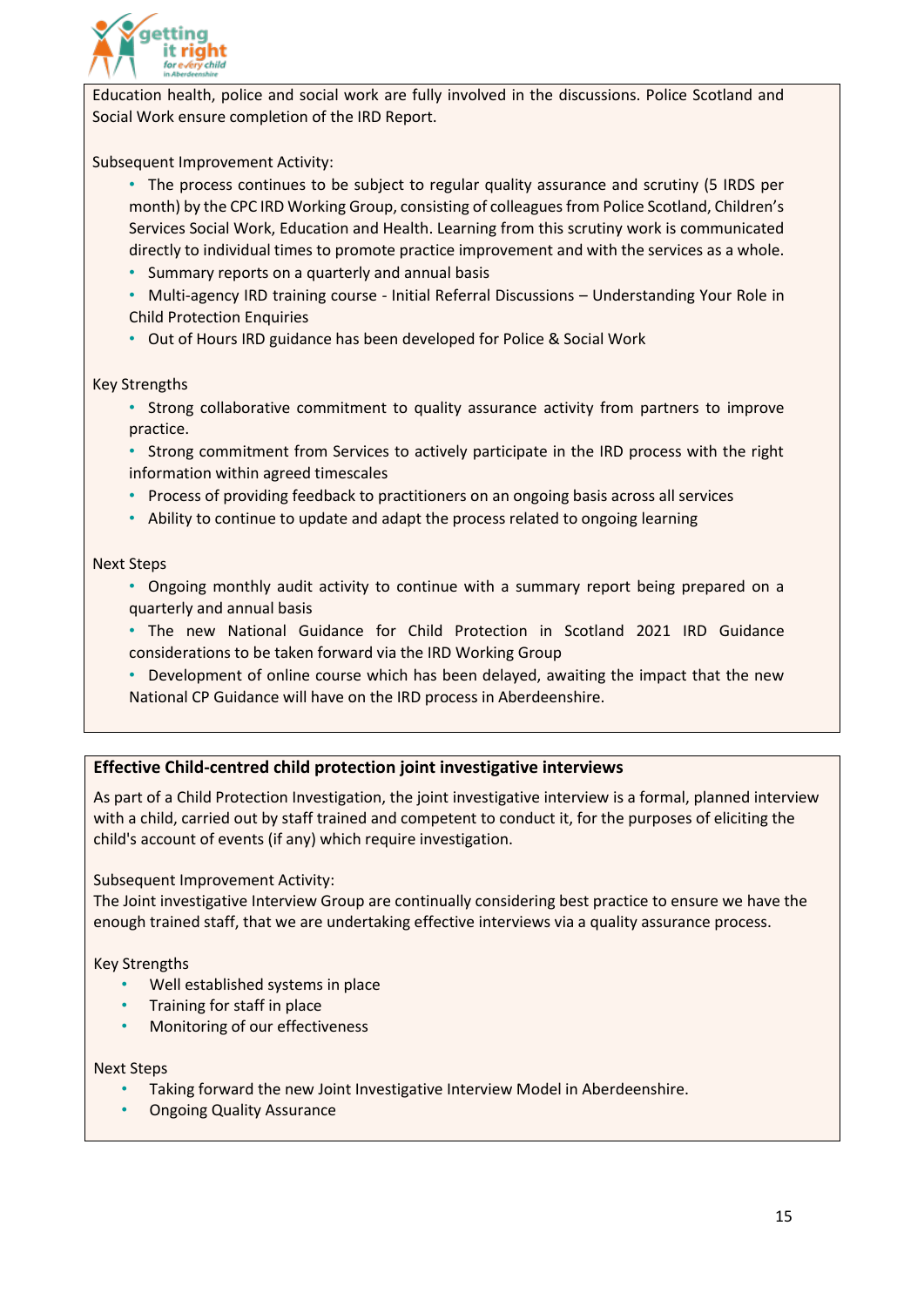Education health, police and social work are fully involved in the discussions. Police Scotland and Social Work ensure completion of the IRD Report.

Subsequent Improvement Activity:

- The process continues to be subject to regular quality assurance and scrutiny (5 IRDS per month) by the CPC IRD Working Group, consisting of colleagues from Police Scotland, Children's Services Social Work, Education and Health. Learning from this scrutiny work is communicated directly to individual times to promote practice improvement and with the services as a whole.
- Summary reports on a quarterly and annual basis
- Multi-agency IRD training course - Initial Referral Discussions – Understanding Your Role in Child Protection Enquiries
- Out of Hours IRD guidance has been developed for Police & Social Work

Key Strengths

- Strong collaborative commitment to quality assurance activity from partners to improve practice.
- Strong commitment from Services to actively participate in the IRD process with the right information within agreed timescales
- Process of providing feedback to practitioners on an ongoing basis across all services
- Ability to continue to update and adapt the process related to ongoing learning

Next Steps

- Ongoing monthly audit activity to continue with a summary report being prepared on a quarterly and annual basis
- The new National Guidance for Child Protection in Scotland 2021 IRD Guidance considerations to be taken forward via the IRD Working Group
- Development of online course which has been delayed, awaiting the impact that the new National CP Guidance will have on the IRD process in Aberdeenshire.

**Effective Child-centred child protection joint investigative interviews**

As part of a Child Protection Investigation, the joint investigative interview is a formal, planned interview with a child, carried out by staff trained and competent to conduct it, for the purposes of eliciting the child's account of events (if any) which require investigation.

Subsequent Improvement Activity:
The Joint investigative Interview Group are continually considering best practice to ensure we have the enough trained staff, that we are undertaking effective interviews via a quality assurance process.

Key Strengths

- Well established systems in place
- Training for staff in place
- Monitoring of our effectiveness

Next Steps

- Taking forward the new Joint Investigative Interview Model in Aberdeenshire.
- Ongoing Quality Assurance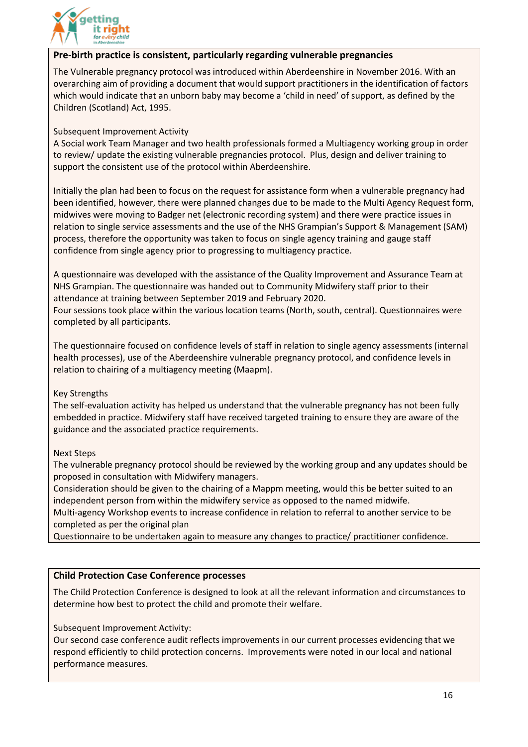## Pre-birth practice is consistent, particularly regarding vulnerable pregnancies

The Vulnerable pregnancy protocol was introduced within Aberdeenshire in November 2016. With an overarching aim of providing a document that would support practitioners in the identification of factors which would indicate that an unborn baby may become a 'child in need' of support, as defined by the Children (Scotland) Act, 1995.

Subsequent Improvement Activity
A Social work Team Manager and two health professionals formed a Multiagency working group in order to review/ update the existing vulnerable pregnancies protocol. Plus, design and deliver training to support the consistent use of the protocol within Aberdeenshire.

Initially the plan had been to focus on the request for assistance form when a vulnerable pregnancy had been identified, however, there were planned changes due to be made to the Multi Agency Request form, midwives were moving to Badger net (electronic recording system) and there were practice issues in relation to single service assessments and the use of the NHS Grampian's Support & Management (SAM) process, therefore the opportunity was taken to focus on single agency training and gauge staff confidence from single agency prior to progressing to multiagency practice.

A questionnaire was developed with the assistance of the Quality Improvement and Assurance Team at NHS Grampian. The questionnaire was handed out to Community Midwifery staff prior to their attendance at training between September 2019 and February 2020.
Four sessions took place within the various location teams (North, south, central). Questionnaires were completed by all participants.

The questionnaire focused on confidence levels of staff in relation to single agency assessments (internal health processes), use of the Aberdeenshire vulnerable pregnancy protocol, and confidence levels in relation to chairing of a multiagency meeting (Maapm).

Key Strengths
The self-evaluation activity has helped us understand that the vulnerable pregnancy has not been fully embedded in practice. Midwifery staff have received targeted training to ensure they are aware of the guidance and the associated practice requirements.

Next Steps
The vulnerable pregnancy protocol should be reviewed by the working group and any updates should be proposed in consultation with Midwifery managers.
Consideration should be given to the chairing of a Mappm meeting, would this be better suited to an independent person from within the midwifery service as opposed to the named midwife.
Multi-agency Workshop events to increase confidence in relation to referral to another service to be completed as per the original plan
Questionnaire to be undertaken again to measure any changes to practice/ practitioner confidence.

## Child Protection Case Conference processes

The Child Protection Conference is designed to look at all the relevant information and circumstances to determine how best to protect the child and promote their welfare.

Subsequent Improvement Activity:
Our second case conference audit reflects improvements in our current processes evidencing that we respond efficiently to child protection concerns. Improvements were noted in our local and national performance measures.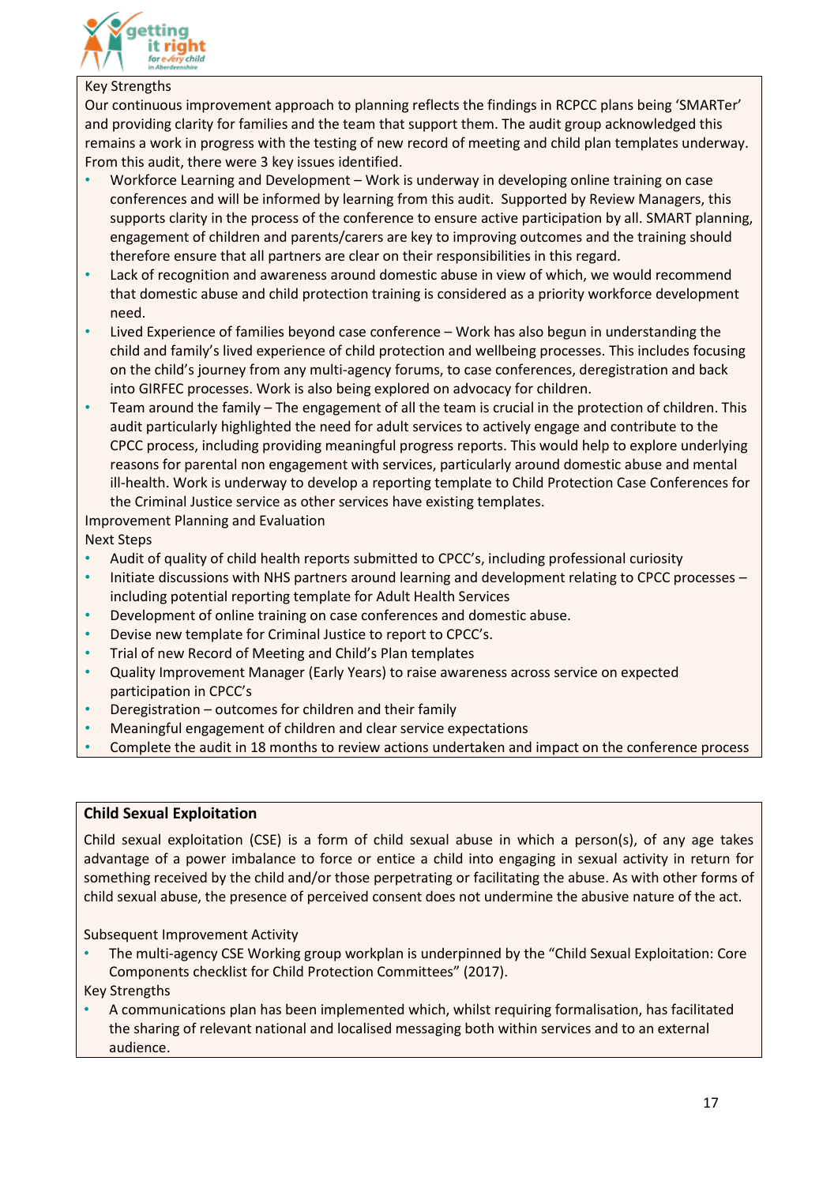Key Strengths

Our continuous improvement approach to planning reflects the findings in RCPCC plans being 'SMARTer' and providing clarity for families and the team that support them. The audit group acknowledged this remains a work in progress with the testing of new record of meeting and child plan templates underway. From this audit, there were 3 key issues identified.

- Workforce Learning and Development – Work is underway in developing online training on case conferences and will be informed by learning from this audit. Supported by Review Managers, this supports clarity in the process of the conference to ensure active participation by all. SMART planning, engagement of children and parents/carers are key to improving outcomes and the training should therefore ensure that all partners are clear on their responsibilities in this regard.
- Lack of recognition and awareness around domestic abuse in view of which, we would recommend that domestic abuse and child protection training is considered as a priority workforce development need.
- Lived Experience of families beyond case conference – Work has also begun in understanding the child and family's lived experience of child protection and wellbeing processes. This includes focusing on the child's journey from any multi-agency forums, to case conferences, deregistration and back into GIRFEC processes. Work is also being explored on advocacy for children.
- Team around the family – The engagement of all the team is crucial in the protection of children. This audit particularly highlighted the need for adult services to actively engage and contribute to the CPCC process, including providing meaningful progress reports. This would help to explore underlying reasons for parental non engagement with services, particularly around domestic abuse and mental ill-health. Work is underway to develop a reporting template to Child Protection Case Conferences for the Criminal Justice service as other services have existing templates.

Improvement Planning and Evaluation

Next Steps

- Audit of quality of child health reports submitted to CPCC's, including professional curiosity
- Initiate discussions with NHS partners around learning and development relating to CPCC processes – including potential reporting template for Adult Health Services
- Development of online training on case conferences and domestic abuse.
- Devise new template for Criminal Justice to report to CPCC's.
- Trial of new Record of Meeting and Child's Plan templates
- Quality Improvement Manager (Early Years) to raise awareness across service on expected participation in CPCC's
- Deregistration – outcomes for children and their family
- Meaningful engagement of children and clear service expectations
- Complete the audit in 18 months to review actions undertaken and impact on the conference process

**Child Sexual Exploitation**

Child sexual exploitation (CSE) is a form of child sexual abuse in which a person(s), of any age takes advantage of a power imbalance to force or entice a child into engaging in sexual activity in return for something received by the child and/or those perpetrating or facilitating the abuse. As with other forms of child sexual abuse, the presence of perceived consent does not undermine the abusive nature of the act.

Subsequent Improvement Activity

- The multi-agency CSE Working group workplan is underpinned by the "Child Sexual Exploitation: Core Components checklist for Child Protection Committees" (2017).

Key Strengths

- A communications plan has been implemented which, whilst requiring formalisation, has facilitated the sharing of relevant national and localised messaging both within services and to an external audience.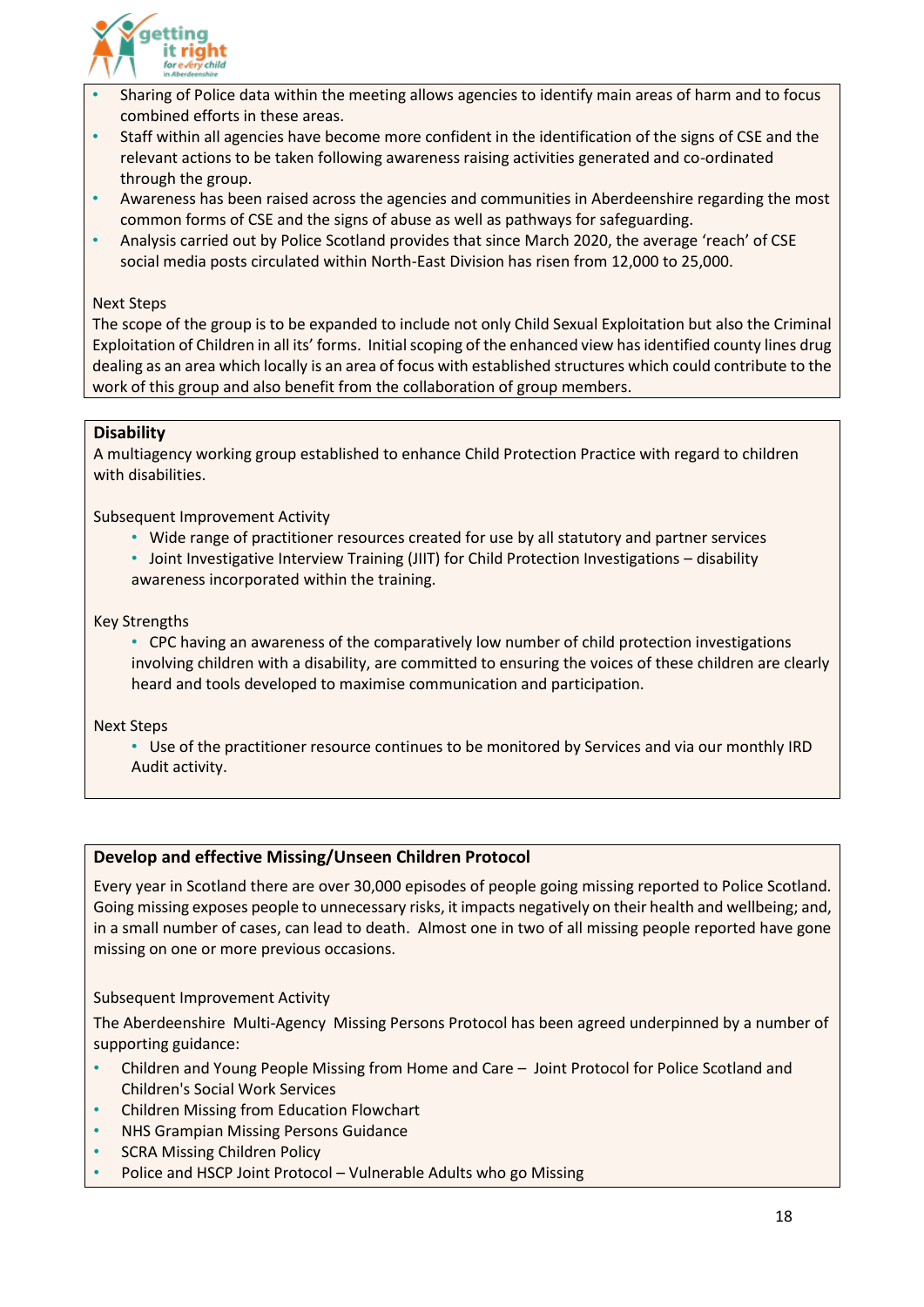- Sharing of Police data within the meeting allows agencies to identify main areas of harm and to focus combined efforts in these areas.
- Staff within all agencies have become more confident in the identification of the signs of CSE and the relevant actions to be taken following awareness raising activities generated and co-ordinated through the group.
- Awareness has been raised across the agencies and communities in Aberdeenshire regarding the most common forms of CSE and the signs of abuse as well as pathways for safeguarding.
- Analysis carried out by Police Scotland provides that since March 2020, the average 'reach' of CSE social media posts circulated within North-East Division has risen from 12,000 to 25,000.

Next Steps

The scope of the group is to be expanded to include not only Child Sexual Exploitation but also the Criminal Exploitation of Children in all its' forms. Initial scoping of the enhanced view has identified county lines drug dealing as an area which locally is an area of focus with established structures which could contribute to the work of this group and also benefit from the collaboration of group members.

**Disability**

A multiagency working group established to enhance Child Protection Practice with regard to children with disabilities.

Subsequent Improvement Activity

- Wide range of practitioner resources created for use by all statutory and partner services
- Joint Investigative Interview Training (JIIT) for Child Protection Investigations – disability awareness incorporated within the training.

Key Strengths

- CPC having an awareness of the comparatively low number of child protection investigations involving children with a disability, are committed to ensuring the voices of these children are clearly heard and tools developed to maximise communication and participation.

Next Steps

- Use of the practitioner resource continues to be monitored by Services and via our monthly IRD Audit activity.

**Develop and effective Missing/Unseen Children Protocol**

Every year in Scotland there are over 30,000 episodes of people going missing reported to Police Scotland. Going missing exposes people to unnecessary risks, it impacts negatively on their health and wellbeing; and, in a small number of cases, can lead to death. Almost one in two of all missing people reported have gone missing on one or more previous occasions.

Subsequent Improvement Activity

The Aberdeenshire Multi-Agency Missing Persons Protocol has been agreed underpinned by a number of supporting guidance:

- Children and Young People Missing from Home and Care – Joint Protocol for Police Scotland and Children's Social Work Services
- Children Missing from Education Flowchart
- NHS Grampian Missing Persons Guidance
- SCRA Missing Children Policy
- Police and HSCP Joint Protocol – Vulnerable Adults who go Missing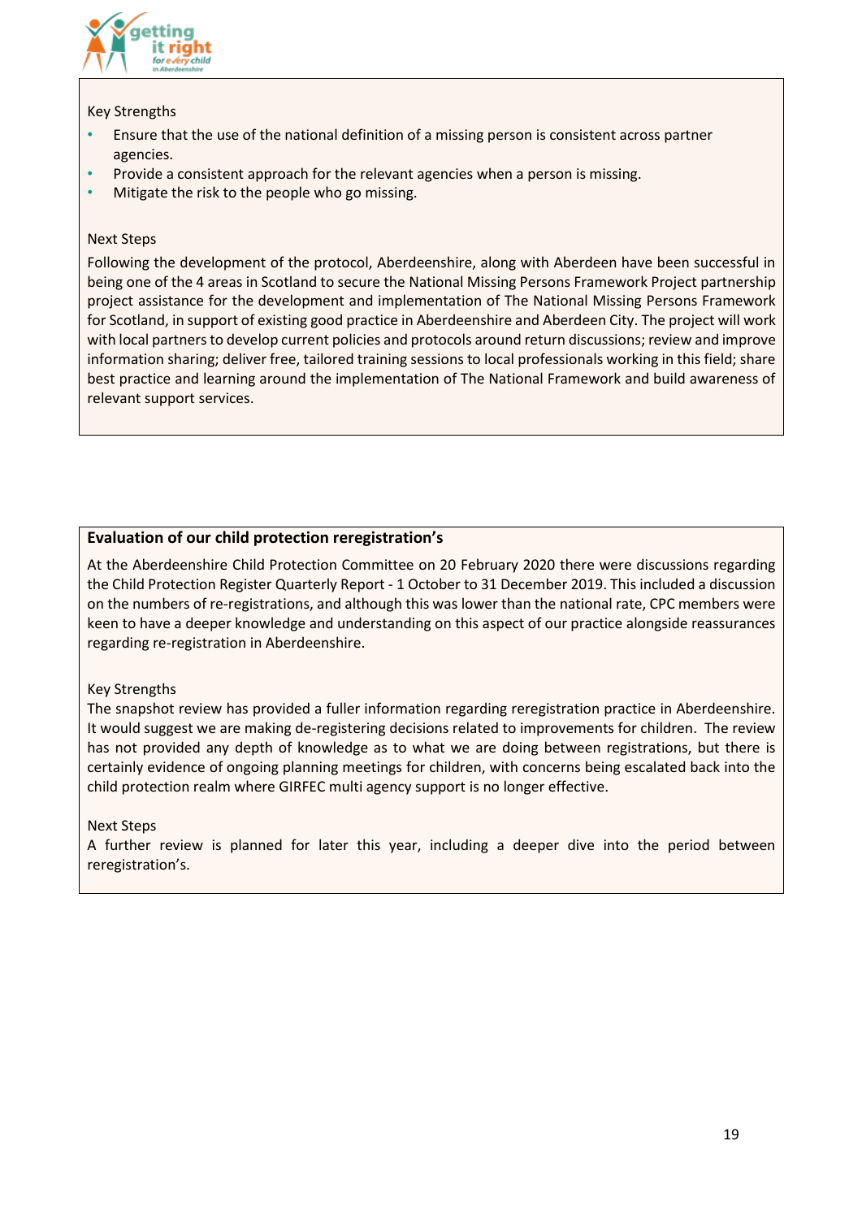Key Strengths

- Ensure that the use of the national definition of a missing person is consistent across partner agencies.
- Provide a consistent approach for the relevant agencies when a person is missing.
- Mitigate the risk to the people who go missing.

Next Steps

Following the development of the protocol, Aberdeenshire, along with Aberdeen have been successful in being one of the 4 areas in Scotland to secure the National Missing Persons Framework Project partnership project assistance for the development and implementation of The National Missing Persons Framework for Scotland, in support of existing good practice in Aberdeenshire and Aberdeen City. The project will work with local partners to develop current policies and protocols around return discussions; review and improve information sharing; deliver free, tailored training sessions to local professionals working in this field; share best practice and learning around the implementation of The National Framework and build awareness of relevant support services.

**Evaluation of our child protection reregistration's**

At the Aberdeenshire Child Protection Committee on 20 February 2020 there were discussions regarding the Child Protection Register Quarterly Report - 1 October to 31 December 2019. This included a discussion on the numbers of re-registrations, and although this was lower than the national rate, CPC members were keen to have a deeper knowledge and understanding on this aspect of our practice alongside reassurances regarding re-registration in Aberdeenshire.

Key Strengths

The snapshot review has provided a fuller information regarding reregistration practice in Aberdeenshire. It would suggest we are making de-registering decisions related to improvements for children. The review has not provided any depth of knowledge as to what we are doing between registrations, but there is certainly evidence of ongoing planning meetings for children, with concerns being escalated back into the child protection realm where GIRFEC multi agency support is no longer effective.

Next Steps

A further review is planned for later this year, including a deeper dive into the period between reregistration's.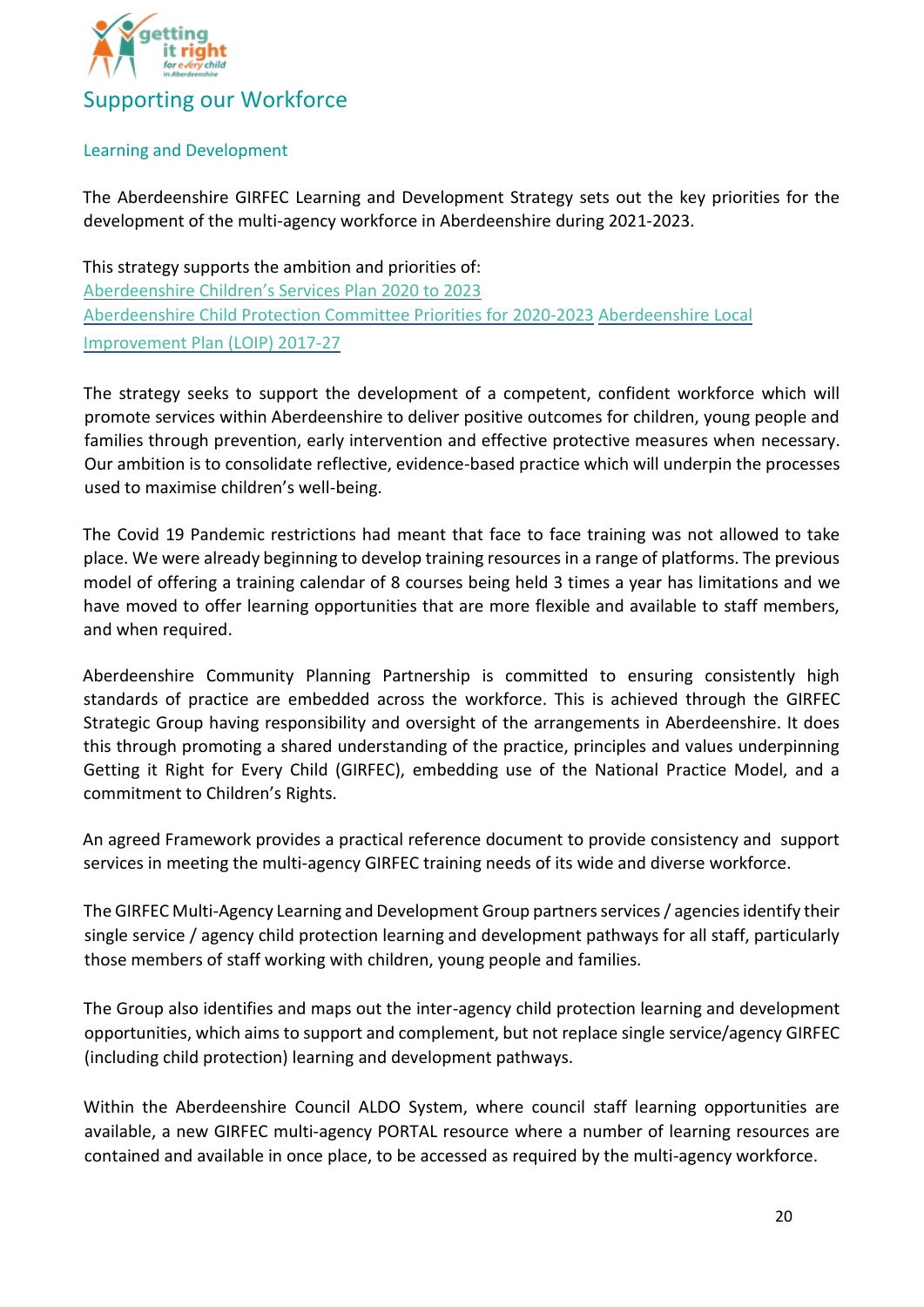## Supporting our Workforce

### Learning and Development

The Aberdeenshire GIRFEC Learning and Development Strategy sets out the key priorities for the development of the multi-agency workforce in Aberdeenshire during 2021-2023.

This strategy supports the ambition and priorities of:
Aberdeenshire Children's Services Plan 2020 to 2023
Aberdeenshire Child Protection Committee Priorities for 2020-2023 Aberdeenshire Local Improvement Plan (LOIP) 2017-27

The strategy seeks to support the development of a competent, confident workforce which will promote services within Aberdeenshire to deliver positive outcomes for children, young people and families through prevention, early intervention and effective protective measures when necessary. Our ambition is to consolidate reflective, evidence-based practice which will underpin the processes used to maximise children's well-being.

The Covid 19 Pandemic restrictions had meant that face to face training was not allowed to take place. We were already beginning to develop training resources in a range of platforms. The previous model of offering a training calendar of 8 courses being held 3 times a year has limitations and we have moved to offer learning opportunities that are more flexible and available to staff members, and when required.

Aberdeenshire Community Planning Partnership is committed to ensuring consistently high standards of practice are embedded across the workforce. This is achieved through the GIRFEC Strategic Group having responsibility and oversight of the arrangements in Aberdeenshire. It does this through promoting a shared understanding of the practice, principles and values underpinning Getting it Right for Every Child (GIRFEC), embedding use of the National Practice Model, and a commitment to Children's Rights.

An agreed Framework provides a practical reference document to provide consistency and support services in meeting the multi-agency GIRFEC training needs of its wide and diverse workforce.

The GIRFEC Multi-Agency Learning and Development Group partners services / agencies identify their single service / agency child protection learning and development pathways for all staff, particularly those members of staff working with children, young people and families.

The Group also identifies and maps out the inter-agency child protection learning and development opportunities, which aims to support and complement, but not replace single service/agency GIRFEC (including child protection) learning and development pathways.

Within the Aberdeenshire Council ALDO System, where council staff learning opportunities are available, a new GIRFEC multi-agency PORTAL resource where a number of learning resources are contained and available in once place, to be accessed as required by the multi-agency workforce.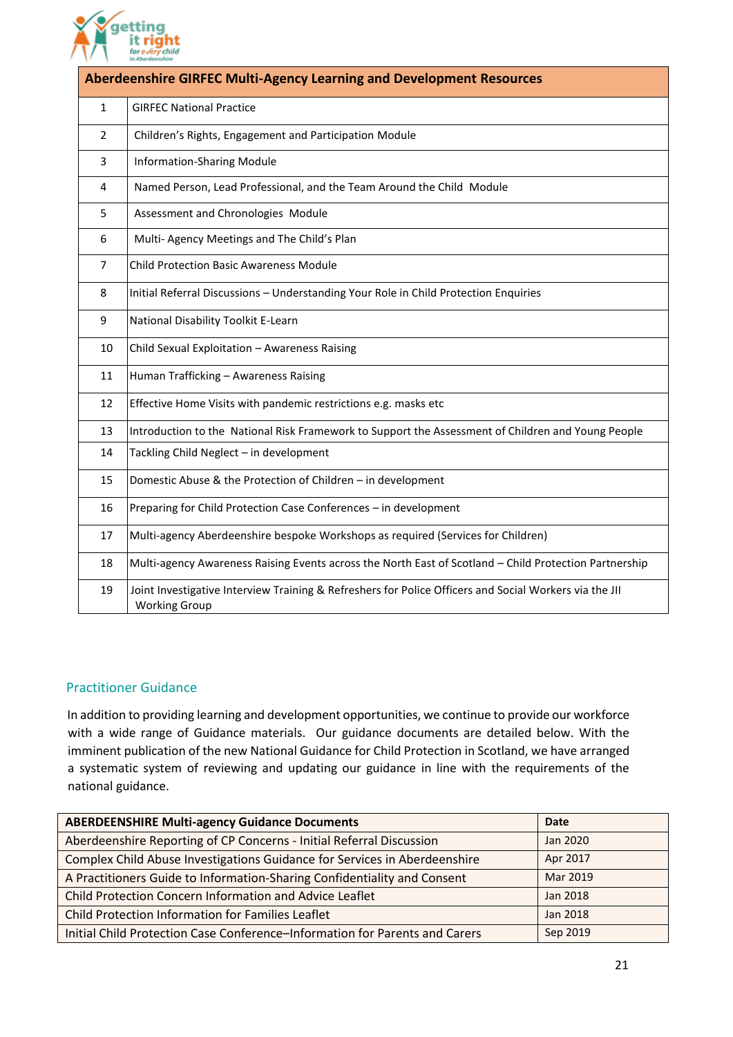| Aberdeenshire GIRFEC Multi-Agency Learning and Development Resources | |
|---|---|
| 1 | GIRFEC National Practice |
| 2 | Children's Rights, Engagement and Participation Module |
| 3 | Information-Sharing Module |
| 4 | Named Person, Lead Professional, and the Team Around the Child Module |
| 5 | Assessment and Chronologies Module |
| 6 | Multi- Agency Meetings and The Child's Plan |
| 7 | Child Protection Basic Awareness Module |
| 8 | Initial Referral Discussions – Understanding Your Role in Child Protection Enquiries |
| 9 | National Disability Toolkit E-Learn |
| 10 | Child Sexual Exploitation – Awareness Raising |
| 11 | Human Trafficking – Awareness Raising |
| 12 | Effective Home Visits with pandemic restrictions e.g. masks etc |
| 13 | Introduction to the National Risk Framework to Support the Assessment of Children and Young People |
| 14 | Tackling Child Neglect – in development |
| 15 | Domestic Abuse & the Protection of Children – in development |
| 16 | Preparing for Child Protection Case Conferences – in development |
| 17 | Multi-agency Aberdeenshire bespoke Workshops as required (Services for Children) |
| 18 | Multi-agency Awareness Raising Events across the North East of Scotland – Child Protection Partnership |
| 19 | Joint Investigative Interview Training & Refreshers for Police Officers and Social Workers via the JII Working Group |

## Practitioner Guidance

In addition to providing learning and development opportunities, we continue to provide our workforce with a wide range of Guidance materials. Our guidance documents are detailed below. With the imminent publication of the new National Guidance for Child Protection in Scotland, we have arranged a systematic system of reviewing and updating our guidance in line with the requirements of the national guidance.

| ABERDEENSHIRE Multi-agency Guidance Documents | Date |
|---|---|
| Aberdeenshire Reporting of CP Concerns - Initial Referral Discussion | Jan 2020 |
| Complex Child Abuse Investigations Guidance for Services in Aberdeenshire | Apr 2017 |
| A Practitioners Guide to Information-Sharing Confidentiality and Consent | Mar 2019 |
| Child Protection Concern Information and Advice Leaflet | Jan 2018 |
| Child Protection Information for Families Leaflet | Jan 2018 |
| Initial Child Protection Case Conference–Information for Parents and Carers | Sep 2019 |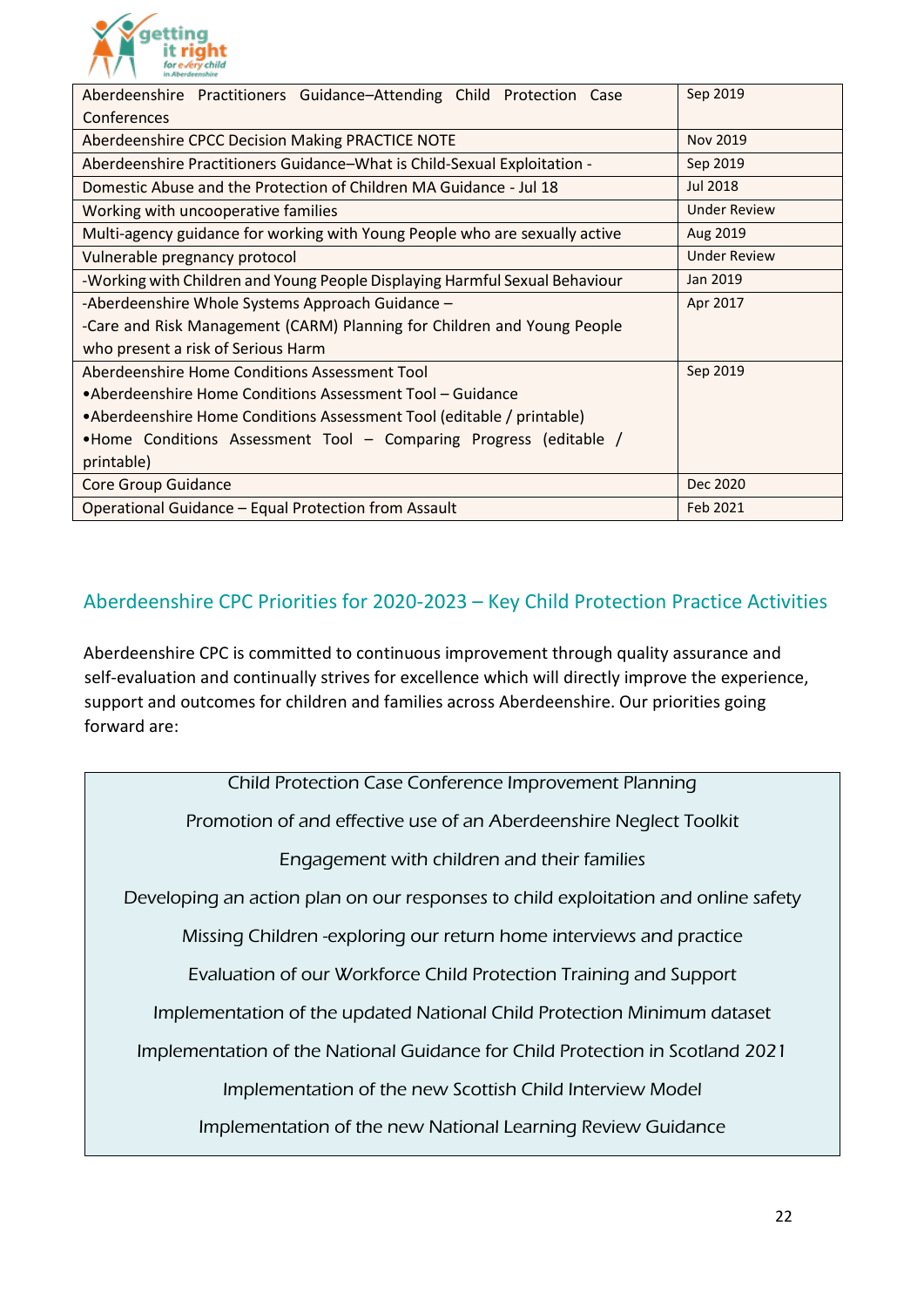| | |
|---|---|
| Aberdeenshire Practitioners Guidance–Attending Child Protection Case Conferences | Sep 2019 |
| Aberdeenshire CPCC Decision Making PRACTICE NOTE | Nov 2019 |
| Aberdeenshire Practitioners Guidance–What is Child-Sexual Exploitation - | Sep 2019 |
| Domestic Abuse and the Protection of Children MA Guidance - Jul 18 | Jul 2018 |
| Working with uncooperative families | Under Review |
| Multi-agency guidance for working with Young People who are sexually active | Aug 2019 |
| Vulnerable pregnancy protocol | Under Review |
| -Working with Children and Young People Displaying Harmful Sexual Behaviour | Jan 2019 |
| -Aberdeenshire Whole Systems Approach Guidance – -Care and Risk Management (CARM) Planning for Children and Young People who present a risk of Serious Harm | Apr 2017 |
| Aberdeenshire Home Conditions Assessment Tool •Aberdeenshire Home Conditions Assessment Tool – Guidance •Aberdeenshire Home Conditions Assessment Tool (editable / printable) •Home Conditions Assessment Tool – Comparing Progress (editable / printable) | Sep 2019 |
| Core Group Guidance | Dec 2020 |
| Operational Guidance – Equal Protection from Assault | Feb 2021 |

## Aberdeenshire CPC Priorities for 2020-2023 – Key Child Protection Practice Activities

Aberdeenshire CPC is committed to continuous improvement through quality assurance and self-evaluation and continually strives for excellence which will directly improve the experience, support and outcomes for children and families across Aberdeenshire. Our priorities going forward are:

Child Protection Case Conference Improvement Planning

Promotion of and effective use of an Aberdeenshire Neglect Toolkit

Engagement with children and their families

Developing an action plan on our responses to child exploitation and online safety

Missing Children -exploring our return home interviews and practice

Evaluation of our Workforce Child Protection Training and Support

Implementation of the updated National Child Protection Minimum dataset

Implementation of the National Guidance for Child Protection in Scotland 2021

Implementation of the new Scottish Child Interview Model

Implementation of the new National Learning Review Guidance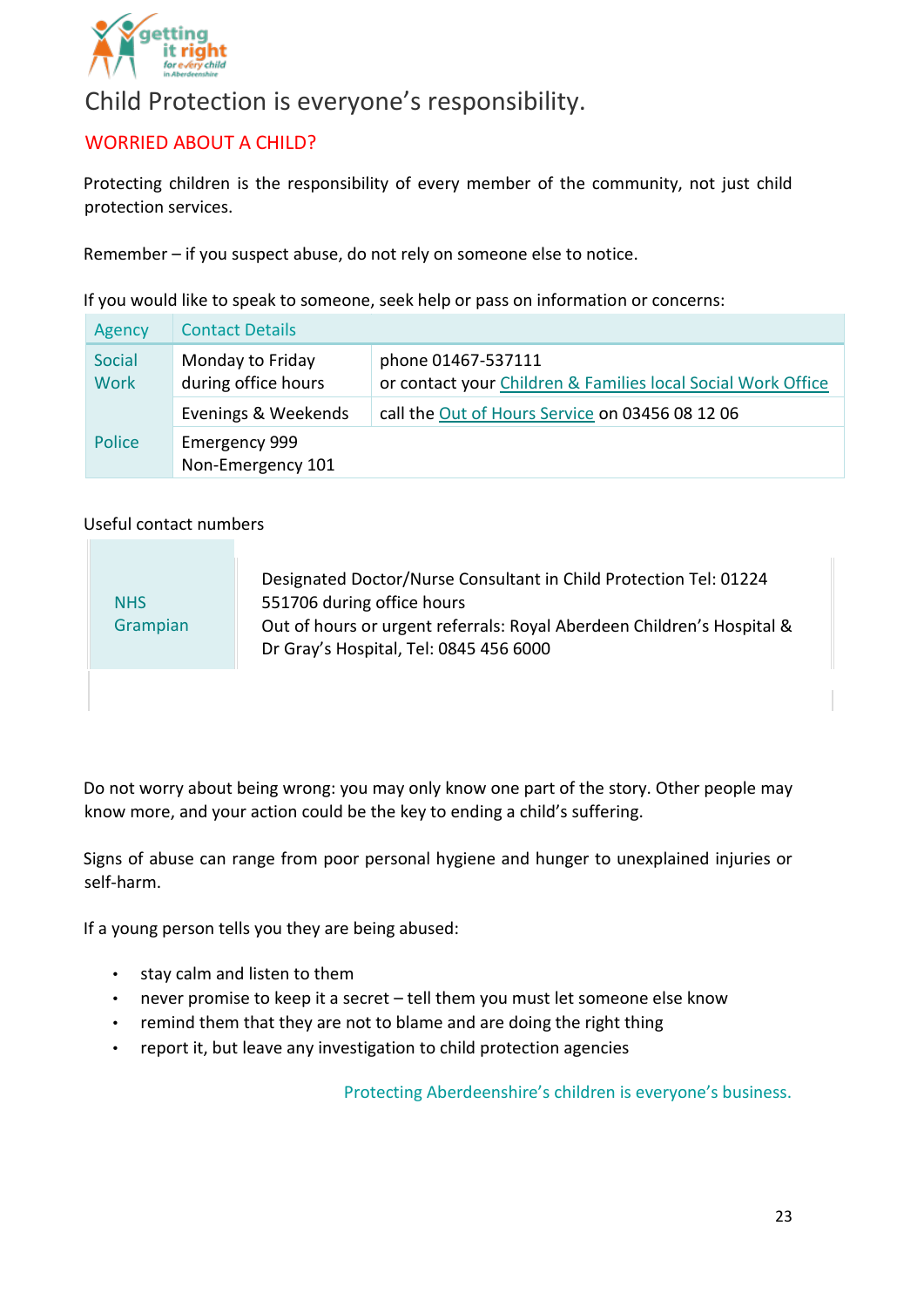# Child Protection is everyone's responsibility.

## WORRIED ABOUT A CHILD?

Protecting children is the responsibility of every member of the community, not just child protection services.

Remember – if you suspect abuse, do not rely on someone else to notice.

If you would like to speak to someone, seek help or pass on information or concerns:

| Agency | Contact Details | |
|---|---|---|
| Social Work | Monday to Friday during office hours | phone 01467-537111 or contact your Children & Families local Social Work Office |
| | Evenings & Weekends | call the Out of Hours Service on 03456 08 12 06 |
| Police | Emergency 999<br>Non-Emergency 101 | |

Useful contact numbers

| | |
|---|---|
| NHS Grampian | Designated Doctor/Nurse Consultant in Child Protection Tel: 01224 551706 during office hours<br>Out of hours or urgent referrals: Royal Aberdeen Children's Hospital & Dr Gray's Hospital, Tel: 0845 456 6000 |

Do not worry about being wrong: you may only know one part of the story. Other people may know more, and your action could be the key to ending a child's suffering.

Signs of abuse can range from poor personal hygiene and hunger to unexplained injuries or self-harm.

If a young person tells you they are being abused:

- stay calm and listen to them
- never promise to keep it a secret – tell them you must let someone else know
- remind them that they are not to blame and are doing the right thing
- report it, but leave any investigation to child protection agencies

Protecting Aberdeenshire's children is everyone's business.